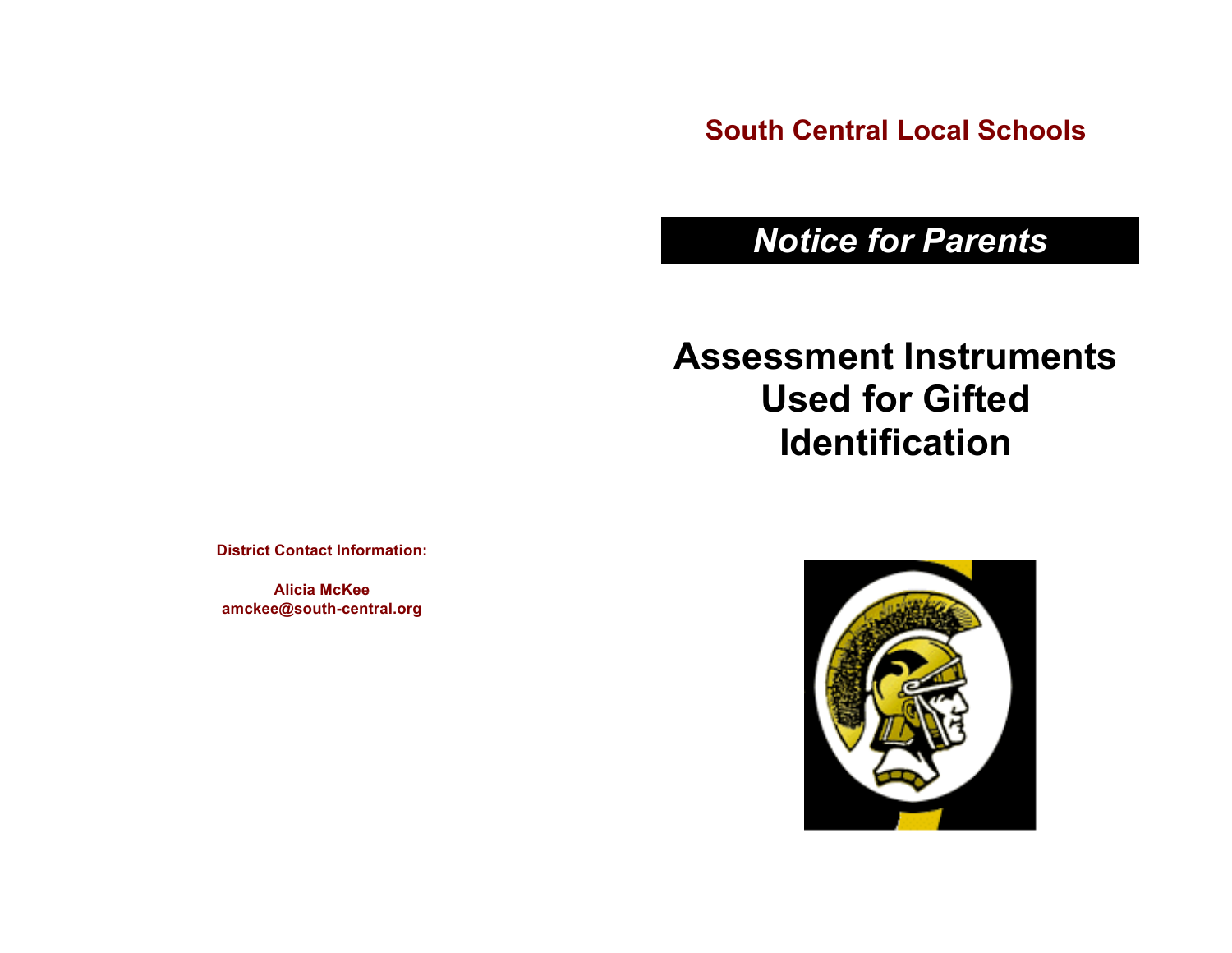**District Contact Information:**

**Alicia McKee**
**amckee@south-central.org**

## South Central Local Schools

## *Notice for Parents*

# Assessment Instruments Used for Gifted Identification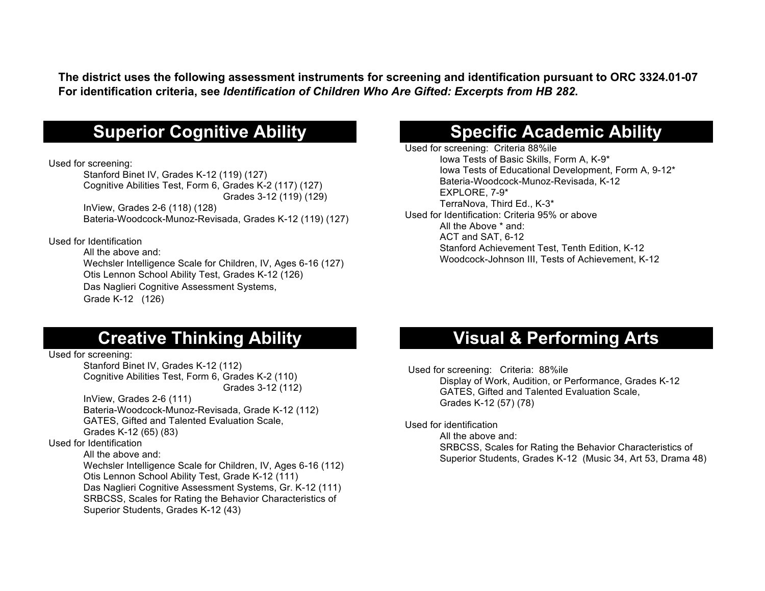**The district uses the following assessment instruments for screening and identification pursuant to ORC 3324.01-07**
**For identification criteria, see *Identification of Children Who Are Gifted: Excerpts from HB 282*.**

## Superior Cognitive Ability

Used for screening:

- Stanford Binet IV, Grades K-12 (119) (127)
- Cognitive Abilities Test, Form 6, Grades K-2 (117) (127)
  Grades 3-12 (119) (129)
- InView, Grades 2-6 (118) (128)
- Bateria-Woodcock-Munoz-Revisada, Grades K-12 (119) (127)

Used for Identification

- All the above and:
- Wechsler Intelligence Scale for Children, IV, Ages 6-16 (127)
- Otis Lennon School Ability Test, Grades K-12 (126)
- Das Naglieri Cognitive Assessment Systems, Grade K-12 (126)

## Creative Thinking Ability

Used for screening:

- Stanford Binet IV, Grades K-12 (112)
- Cognitive Abilities Test, Form 6, Grades K-2 (110)
  Grades 3-12 (112)
- InView, Grades 2-6 (111)
- Bateria-Woodcock-Munoz-Revisada, Grade K-12 (112)
- GATES, Gifted and Talented Evaluation Scale, Grades K-12 (65) (83)

Used for Identification

- All the above and:
- Wechsler Intelligence Scale for Children, IV, Ages 6-16 (112)
- Otis Lennon School Ability Test, Grade K-12 (111)
- Das Naglieri Cognitive Assessment Systems, Gr. K-12 (111)
- SRBCSS, Scales for Rating the Behavior Characteristics of Superior Students, Grades K-12 (43)

## Specific Academic Ability

Used for screening: Criteria 88%ile

- Iowa Tests of Basic Skills, Form A, K-9*
- Iowa Tests of Educational Development, Form A, 9-12*
- Bateria-Woodcock-Munoz-Revisada, K-12
- EXPLORE, 7-9*
- TerraNova, Third Ed., K-3*

Used for Identification: Criteria 95% or above

- All the Above * and:
- ACT and SAT, 6-12
- Stanford Achievement Test, Tenth Edition, K-12
- Woodcock-Johnson III, Tests of Achievement, K-12

## Visual & Performing Arts

Used for screening: Criteria: 88%ile

- Display of Work, Audition, or Performance, Grades K-12
- GATES, Gifted and Talented Evaluation Scale, Grades K-12 (57) (78)

Used for identification

- All the above and:
- SRBCSS, Scales for Rating the Behavior Characteristics of Superior Students, Grades K-12 (Music 34, Art 53, Drama 48)